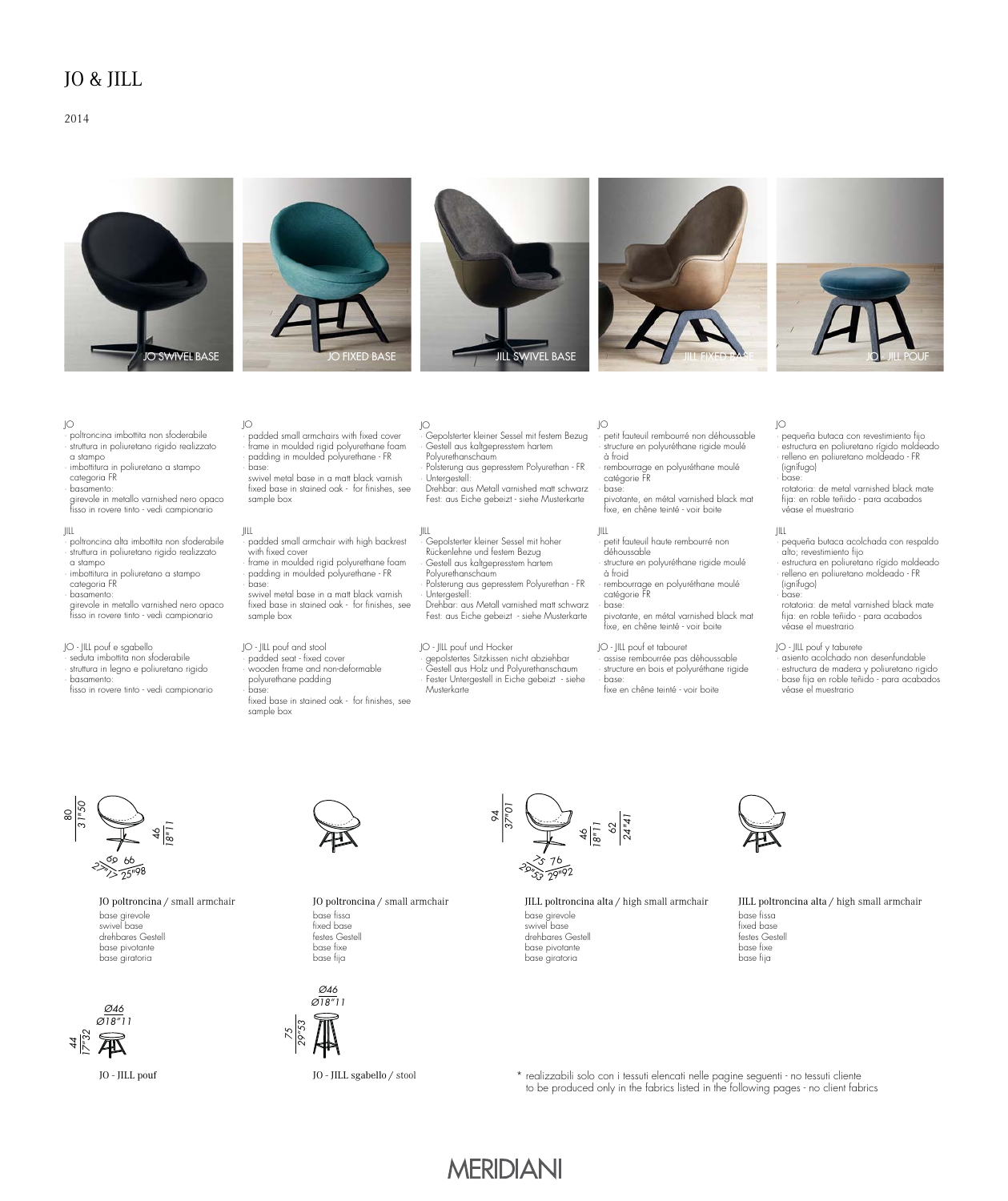# JO & JILL

2014

JO SWIVEL BASE — JO FIXED BASE — JILL SWIVEL BASE — JILL FIXED BASE — JO - JILL POUF

JO
- poltroncina imbottita non sfoderabile
- struttura in poliuretano rigido realizzato a stampo
- imbottitura in poliuretano a stampo categoria FR
- basamento:
  girevole in metallo varnished nero opaco
  fisso in rovere tinto - vedi campionario

JILL
- poltroncina alta imbottita non sfoderabile
- struttura in poliuretano rigido realizzato a stampo
- imbottitura in poliuretano a stampo categoria FR
- basamento:
  girevole in metallo varnished nero opaco
  fisso in rovere tinto - vedi campionario

JO - JILL pouf e sgabello
- seduta imbottita non sfoderabile
- struttura in legno e poliuretano rigido
- basamento:
  fisso in rovere tinto - vedi campionario

JO
- padded small armchairs with fixed cover
- frame in moulded rigid polyurethane foam
- padding in moulded polyurethane - FR
- base:
  swivel metal base in a matt black varnish
  fixed base in stained oak - for finishes, see sample box

JILL
- padded small armchair with high backrest with fixed cover
- frame in moulded rigid polyurethane foam
- padding in moulded polyurethane - FR
- base:
  swivel metal base in a matt black varnish
  fixed base in stained oak - for finishes, see sample box

JO - JILL pouf and stool
- padded seat - fixed cover
- wooden frame and non-deformable polyurethane padding
- base:
  fixed base in stained oak - for finishes, see sample box

JO
- Gepolsterter kleiner Sessel mit festem Bezug
- Gestell aus kaltgepresstem hartem Polyurethanschaum
- Polsterung aus gepresstem Polyurethan - FR
- Untergestell:
  Drehbar: aus Metall varnished matt schwarz
  Fest: aus Eiche gebeizt - siehe Musterkarte

JILL
- Gepolsterter kleiner Sessel mit hoher Rückenlehne und festem Bezug
- Gestell aus kaltgepresstem hartem Polyurethanschaum
- Polsterung aus gepresstem Polyurethan - FR
- Untergestell:
  Drehbar: aus Metall varnished matt schwarz
  Fest: aus Eiche gebeizt - siehe Musterkarte

JO - JILL pouf und Hocker
- gepolstertes Sitzkissen nicht abziehbar
- Gestell aus Holz und Polyurethanschaum
- Fester Untergestell in Eiche gebeizt - siehe Musterkarte

JO
- petit fauteuil rembourré non déhoussable
- structure en polyuréthane rigide moulé à froid
- rembourrage en polyuréthane moulé catégorie FR
- base:
  pivotante, en métal varnished black mat
  fixe, en chêne teinté - voir boite

JILL
- petit fauteuil haute rembourré non déhoussable
- structure en polyuréthane rigide moulé à froid
- rembourrage en polyuréthane moulé catégorie FR
- base:
  pivotante, en métal varnished black mat
  fixe, en chêne teinté - voir boite

JO - JILL pouf et tabouret
- assise rembourrée pas déhoussable
- structure en bois et polyuréthane rigide
- base:
  fixe en chêne teinté - voir boite

JO
- pequeña butaca con revestimiento fijo
- estructura en poliuretano rígido moldeado
- relleno en poliuretano moldeado - FR (ignífugo)
- base:
  rotatoria: de metal varnished black mate
  fija: en roble teñido - para acabados véase el muestrario

JILL
- pequeña butaca acolchada con respaldo alto; revestimiento fijo
- estructura en poliuretano rígido moldeado
- relleno en poliuretano moldeado - FR (ignífugo)
- base:
  rotatoria: de metal varnished black mate
  fija: en roble teñido - para acabados véase el muestrario

JO - JILL pouf y taburete
- asiento acolchado non desenfundable
- estructura de madera y poliuretano rígido
- base fija en roble teñido - para acabados véase el muestrario

80 / 31"50 — 46 / 18"11 — 69 / 27"17 — 66 / 25"98

**JO poltroncina / small armchair**
base girevole
swivel base
drehbares Gestell
base pivotante
base giratoria

**JO poltroncina / small armchair**
base fissa
fixed base
festes Gestell
base fixe
base fija

94 / 37"01 — 46 / 18"11 — 62 / 24"41 — 75 / 29"53 — 76 / 29"92

**JILL poltroncina alta / high small armchair**
base girevole
swivel base
drehbares Gestell
base pivotante
base giratoria

**JILL poltroncina alta / high small armchair**
base fissa
fixed base
festes Gestell
base fixe
base fija

Ø46 / Ø18"11 — 44 / 17"32

**JO - JILL pouf**

Ø46 / Ø18"11 — 75 / 29"53

**JO - JILL sgabello / stool**

\* realizzabili solo con i tessuti elencati nelle pagine seguenti - no tessuti cliente
to be produced only in the fabrics listed in the following pages - no client fabrics

MERIDIANI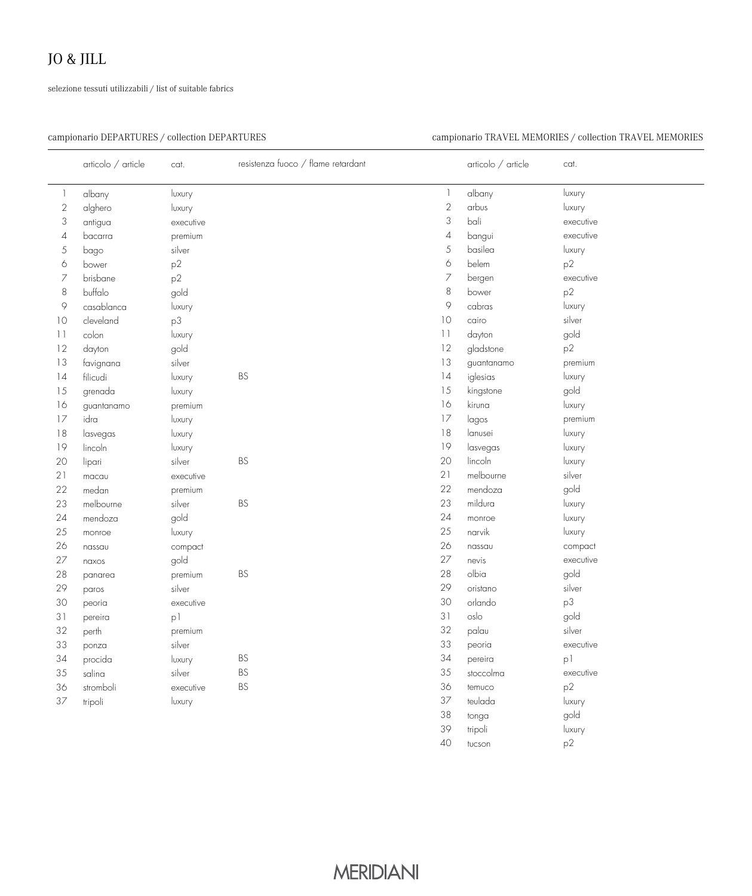# JO & JILL

selezione tessuti utilizzabili / list of suitable fabrics

## campionario DEPARTURES / collection DEPARTURES

| | articolo / article | cat. | resistenza fuoco / flame retardant |
|---|---|---|---|
| 1 | albany | luxury | |
| 2 | alghero | luxury | |
| 3 | antigua | executive | |
| 4 | bacarra | premium | |
| 5 | bago | silver | |
| 6 | bower | p2 | |
| 7 | brisbane | p2 | |
| 8 | buffalo | gold | |
| 9 | casablanca | luxury | |
| 10 | cleveland | p3 | |
| 11 | colon | luxury | |
| 12 | dayton | gold | |
| 13 | favignana | silver | |
| 14 | filicudi | luxury | BS |
| 15 | grenada | luxury | |
| 16 | guantanamo | premium | |
| 17 | idra | luxury | |
| 18 | lasvegas | luxury | |
| 19 | lincoln | luxury | |
| 20 | lipari | silver | BS |
| 21 | macau | executive | |
| 22 | medan | premium | |
| 23 | melbourne | silver | BS |
| 24 | mendoza | gold | |
| 25 | monroe | luxury | |
| 26 | nassau | compact | |
| 27 | naxos | gold | |
| 28 | panarea | premium | BS |
| 29 | paros | silver | |
| 30 | peoria | executive | |
| 31 | pereira | p1 | |
| 32 | perth | premium | |
| 33 | ponza | silver | |
| 34 | procida | luxury | BS |
| 35 | salina | silver | BS |
| 36 | stromboli | executive | BS |
| 37 | tripoli | luxury | |

## campionario TRAVEL MEMORIES / collection TRAVEL MEMORIES

| | articolo / article | cat. |
|---|---|---|
| 1 | albany | luxury |
| 2 | arbus | luxury |
| 3 | bali | executive |
| 4 | bangui | executive |
| 5 | basilea | luxury |
| 6 | belem | p2 |
| 7 | bergen | executive |
| 8 | bower | p2 |
| 9 | cabras | luxury |
| 10 | cairo | silver |
| 11 | dayton | gold |
| 12 | gladstone | p2 |
| 13 | guantanamo | premium |
| 14 | iglesias | luxury |
| 15 | kingstone | gold |
| 16 | kiruna | luxury |
| 17 | lagos | premium |
| 18 | lanusei | luxury |
| 19 | lasvegas | luxury |
| 20 | lincoln | luxury |
| 21 | melbourne | silver |
| 22 | mendoza | gold |
| 23 | mildura | luxury |
| 24 | monroe | luxury |
| 25 | narvik | luxury |
| 26 | nassau | compact |
| 27 | nevis | executive |
| 28 | olbia | gold |
| 29 | oristano | silver |
| 30 | orlando | p3 |
| 31 | oslo | gold |
| 32 | palau | silver |
| 33 | peoria | executive |
| 34 | pereira | p1 |
| 35 | stoccolma | executive |
| 36 | temuco | p2 |
| 37 | teulada | luxury |
| 38 | tonga | gold |
| 39 | tripoli | luxury |
| 40 | tucson | p2 |

MERIDIANI